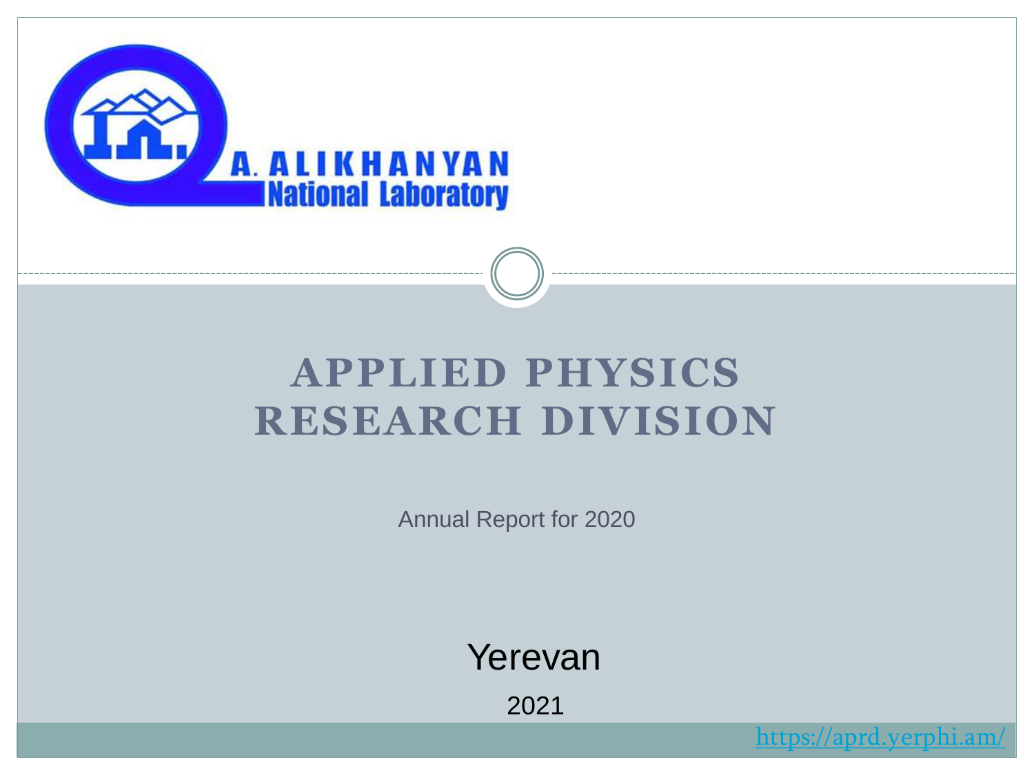A. ALIKHANYAN
National Laboratory

# APPLIED PHYSICS RESEARCH DIVISION

Annual Report for 2020

Yerevan

2021

https://aprd.yerphi.am/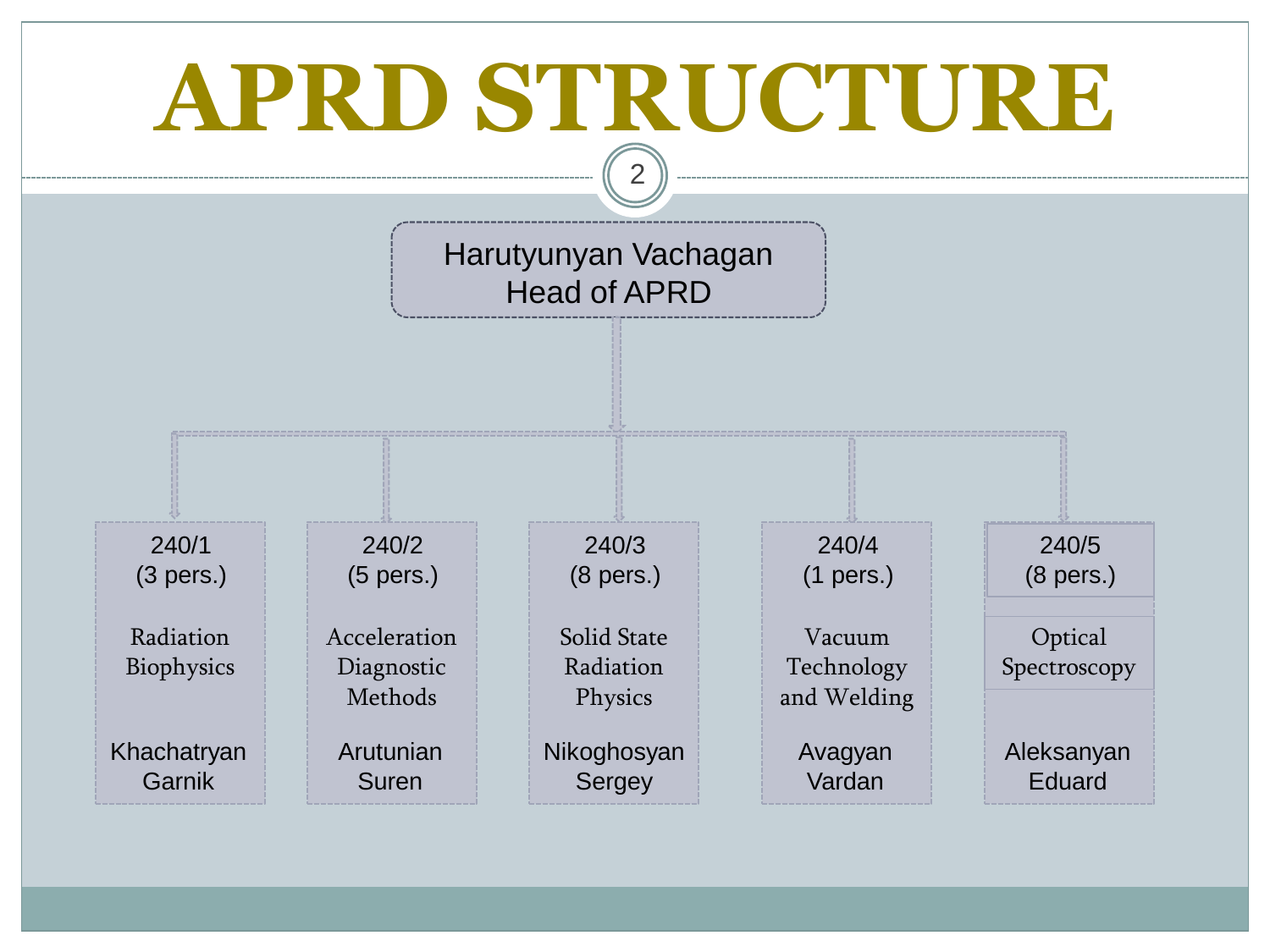# APRD STRUCTURE

**Harutyunyan Vachagan**
**Head of APRD**

| 240/1 (3 pers.) | 240/2 (5 pers.) | 240/3 (8 pers.) | 240/4 (1 pers.) | 240/5 (8 pers.) |
| --- | --- | --- | --- | --- |
| Radiation Biophysics | Acceleration Diagnostic Methods | Solid State Radiation Physics | Vacuum Technology and Welding | Optical Spectroscopy |
| Khachatryan Garnik | Arutunian Suren | Nikoghosyan Sergey | Avagyan Vardan | Aleksanyan Eduard |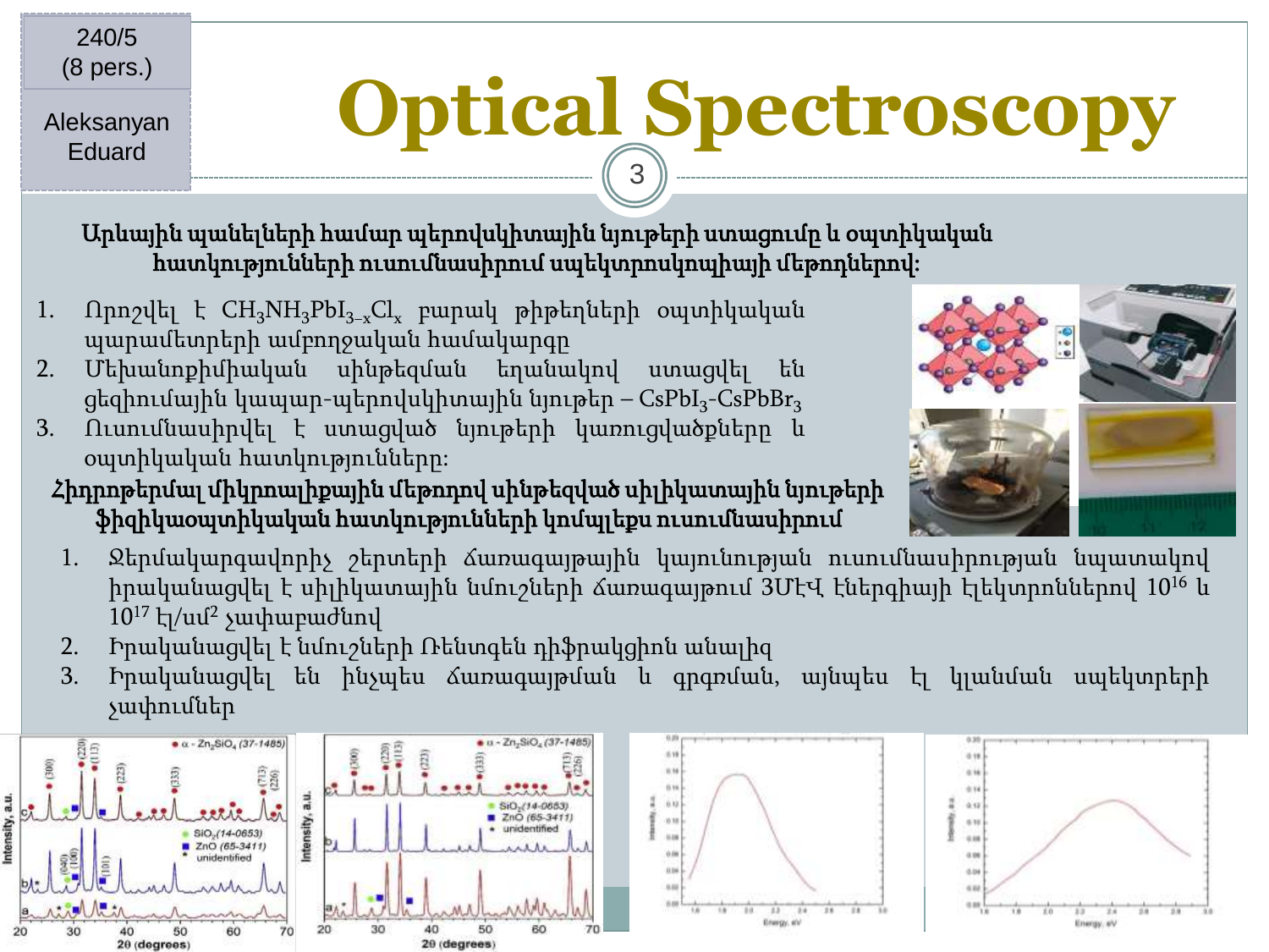240/5
(8 pers.)

Aleksanyan Eduard

# Optical Spectroscopy

**Արևային պանելների համար պերովսկիտային նյութերի ստացումը և օպտիկական հատկությունների ուսումնասիրում սպեկտրոսկոպիայի մեթոդներով:**

1. Որոշվել է $CH_3NH_3PbI_{3-x}Cl_x$ բարակ թիթեղների օպտիկական պարամետրերի ամբողջական համակարգը
2. Մեխանոքիմիական սինթեզման եղանակով ստացվել են ցեզիումային կապար-պերովսկիտային նյութեր – $CsPbI_3$-$CsPbBr_3$
3. Ուսումնասիրվել է ստացված նյութերի կառուցվածքները և օպտիկական հատկությունները:

**Հիդրոթերմալ միկրոալիքային մեթոդով սինթեզված սիլիկատային նյութերի ֆիզիկաօպտիկական հատկությունների կոմպլեքս ուսումնասիրում**

1. Ջերմակարգավորիչ շերտերի ճառագայթային կայունության ուսումնասիրության նպատակով իրականացվել է սիլիկատային նմուշների ճառագայթում 3ՄէՎ էներգիայի էլեկտրոններով $10^{16}$ և $10^{17}$ էլ/սմ$^2$ չափաբաժնով
2. Իրականացվել է նմուշների Ռենտգեն դիֆրակցիոն անալիզ
3. Իրականացվել են ինչպես ճառագայթման և գրգռման, այնպես էլ կլանման սպեկտրերի չափումներ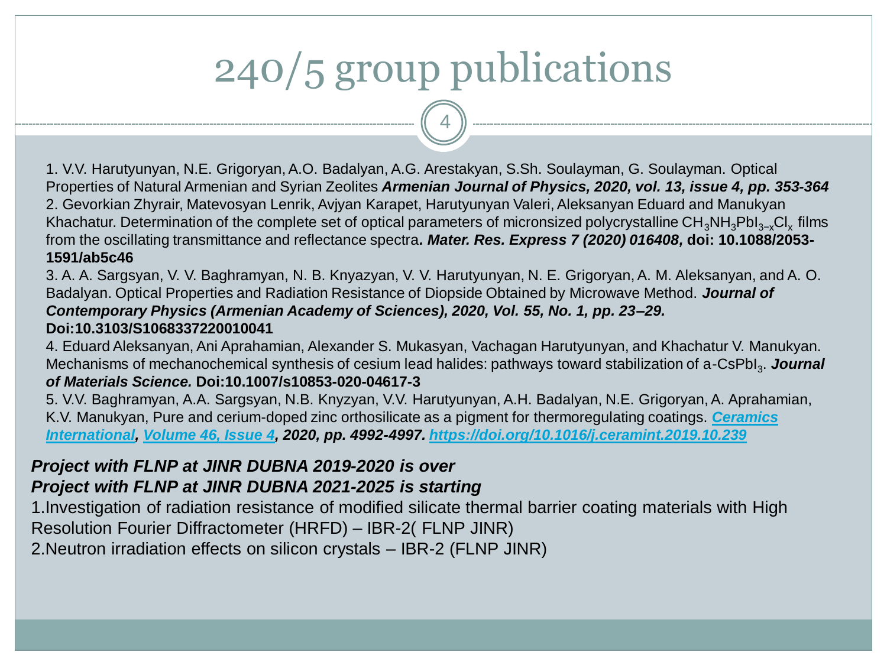# 240/5 group publications

1. V.V. Harutyunyan, N.E. Grigoryan, A.O. Badalyan, A.G. Arestakyan, S.Sh. Soulayman, G. Soulayman. Optical Properties of Natural Armenian and Syrian Zeolites ***Armenian Journal of Physics, 2020, vol. 13, issue 4, pp. 353-364***
2. Gevorkian Zhyrair, Matevosyan Lenrik, Avjyan Karapet, Harutyunyan Valeri, Aleksanyan Eduard and Manukyan Khachatur. Determination of the complete set of optical parameters of micronsized polycrystalline $CH_3NH_3PbI_{3-x}Cl_x$ films from the oscillating transmittance and reflectance spectra***. Mater. Res. Express 7 (2020) 016408,*** **doi: 10.1088/2053-1591/ab5c46**
3. A. A. Sargsyan, V. V. Baghramyan, N. B. Knyazyan, V. V. Harutyunyan, N. E. Grigoryan, A. M. Aleksanyan, and A. O. Badalyan. Optical Properties and Radiation Resistance of Diopside Obtained by Microwave Method. ***Journal of Contemporary Physics (Armenian Academy of Sciences), 2020, Vol. 55, No. 1, pp. 23–29.*** **Doi:10.3103/S1068337220010041**
4. Eduard Aleksanyan, Ani Aprahamian, Alexander S. Mukasyan, Vachagan Harutyunyan, and Khachatur V. Manukyan. Mechanisms of mechanochemical synthesis of cesium lead halides: pathways toward stabilization of a-$CsPbI_3$. ***Journal of Materials Science.*** **Doi:10.1007/s10853-020-04617-3**
5. V.V. Baghramyan, A.A. Sargsyan, N.B. Knyzyan, V.V. Harutyunyan, A.H. Badalyan, N.E. Grigoryan, A. Aprahamian, K.V. Manukyan, Pure and cerium-doped zinc orthosilicate as a pigment for thermoregulating coatings. ***Ceramics International, Volume 46, Issue 4, 2020, pp. 4992-4997. https://doi.org/10.1016/j.ceramint.2019.10.239***

***Project with FLNP at JINR DUBNA 2019-2020 is over***
***Project with FLNP at JINR DUBNA 2021-2025 is starting***

1. Investigation of radiation resistance of modified silicate thermal barrier coating materials with High Resolution Fourier Diffractometer (HRFD) – IBR-2( FLNP JINR)
2. Neutron irradiation effects on silicon crystals – IBR-2 (FLNP JINR)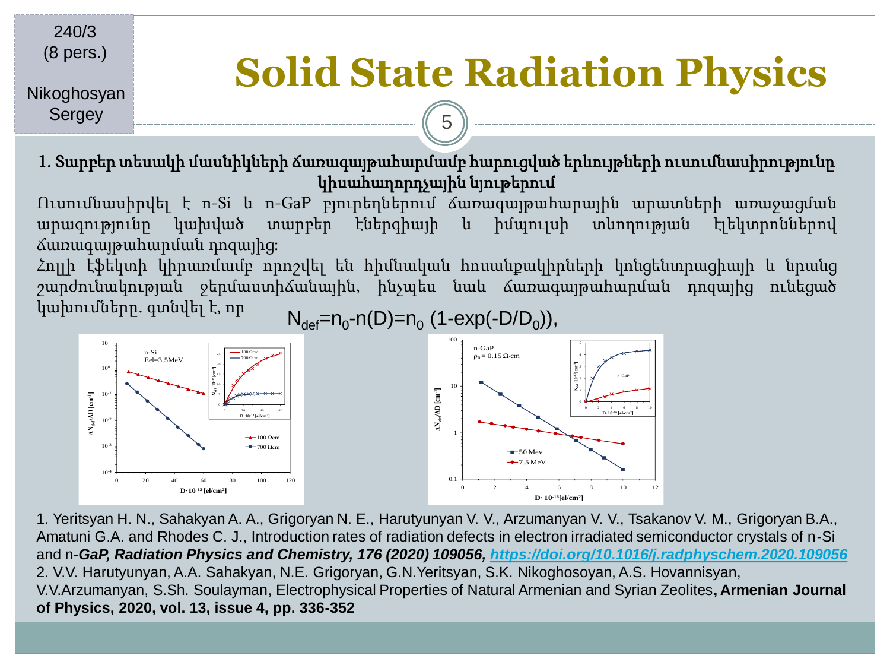240/3
(8 pers.)

Nikoghosyan Sergey

# Solid State Radiation Physics

## 1. Տարբեր տեսակի մասնիկների ճառագայթահարմամբ հարուցված երևույթների ուսումնասիրությունը կիսահաղորդչային նյութերում

Ուսումնասիրվել է n-Si և n-GaP բյուրեղներում ճառագայթահարային արատների առաջացման արագությունը կախված տարբեր էներգիայի և իմպուլսի տևողության էլեկտրոններով ճառագայթահարման դոզայից:

Հոլլի էֆեկտի կիրառմամբ որոշվել են հիմնական հոսանքակիրների կոնցենտրացիայի և նրանց շարժունակության ջերմաստիճանային, ինչպես նաև ճառագայթահարման դոզայից ունեցած կախումները. գտնվել է, որ

$$N_{def}=n_0-n(D)=n_0\,(1-\exp(-D/D_0)),$$

1. Yeritsyan H. N., Sahakyan A. A., Grigoryan N. E., Harutyunyan V. V., Arzumanyan V. V., Tsakanov V. M., Grigoryan B.A., Amatuni G.A. and Rhodes C. J., Introduction rates of radiation defects in electron irradiated semiconductor crystals of n-Si and n-***GaP, Radiation Physics and Chemistry, 176 (2020) 109056,*** ***https://doi.org/10.1016/j.radphyschem.2020.109056***

2. V.V. Harutyunyan, A.A. Sahakyan, N.E. Grigoryan, G.N.Yeritsyan, S.K. Nikoghosoyan, A.S. Hovannisyan, V.V.Arzumanyan, S.Sh. Soulayman, Electrophysical Properties of Natural Armenian and Syrian Zeolites**, Armenian Journal of Physics, 2020, vol. 13, issue 4, pp. 336-352**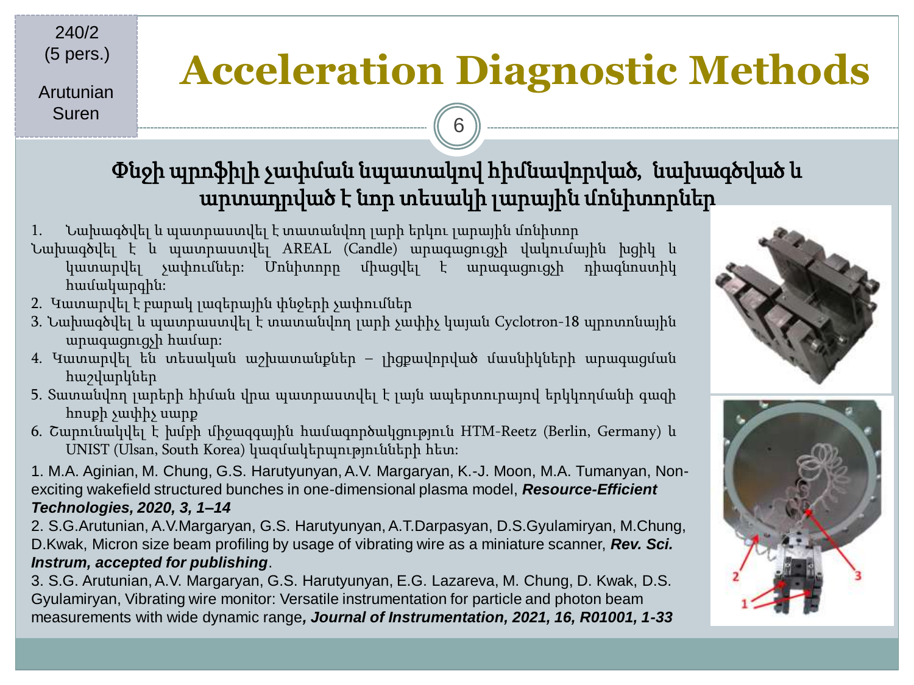240/2
(5 pers.)

Arutunian
Suren

# Acceleration Diagnostic Methods

## Փնջի պրոֆիլի չափման նպատակով հիմնավորված, նախագծված և արտադրված է նոր տեսակի լարային մոնիտորներ

1. Նախագծվել և պատրաստվել է տատանվող լարի երկու լարային մոնիտոր
Նախագծվել է և պատրաստվել AREAL (Candle) արագացուցչի վակումային խցիկ և կատարվել չափումներ: Մոնիտորը միացվել է արագացուցչի դիագնոստիկ համակարգին:
2. Կատարվել է բարակ լազերային փնջերի չափումներ
3. Նախագծվել և պատրաստվել է տատանվող լարի չափիչ կայան Cyclotron-18 պրոտոնային արագացուցչի համար:
4. Կատարվել են տեսական աշխատանքներ – լիցքավորված մասնիկների արագացման հաշվարկներ
5. Տատանվող լարերի հիման վրա պատրաստվել է լայն ապերտուրայով երկկողմանի գազի հոսքի չափիչ սարք
6. Շարունակվել է խմբի միջազգային համագործակցություն HTM-Reetz (Berlin, Germany) և UNIST (Ulsan, South Korea) կազմակերպությունների հետ:

1. M.A. Aginian, M. Chung, G.S. Harutyunyan, A.V. Margaryan, K.-J. Moon, M.A. Tumanyan, Non-exciting wakefield structured bunches in one-dimensional plasma model, ***Resource-Efficient Technologies, 2020, 3, 1–14***

2. S.G.Arutunian, A.V.Margaryan, G.S. Harutyunyan, A.T.Darpasyan, D.S.Gyulamiryan, M.Chung, D.Kwak, Micron size beam profiling by usage of vibrating wire as a miniature scanner, ***Rev. Sci. Instrum, accepted for publishing***.

3. S.G. Arutunian, A.V. Margaryan, G.S. Harutyunyan, E.G. Lazareva, M. Chung, D. Kwak, D.S. Gyulamiryan, Vibrating wire monitor: Versatile instrumentation for particle and photon beam measurements with wide dynamic range***, Journal of Instrumentation, 2021, 16, R01001, 1-33***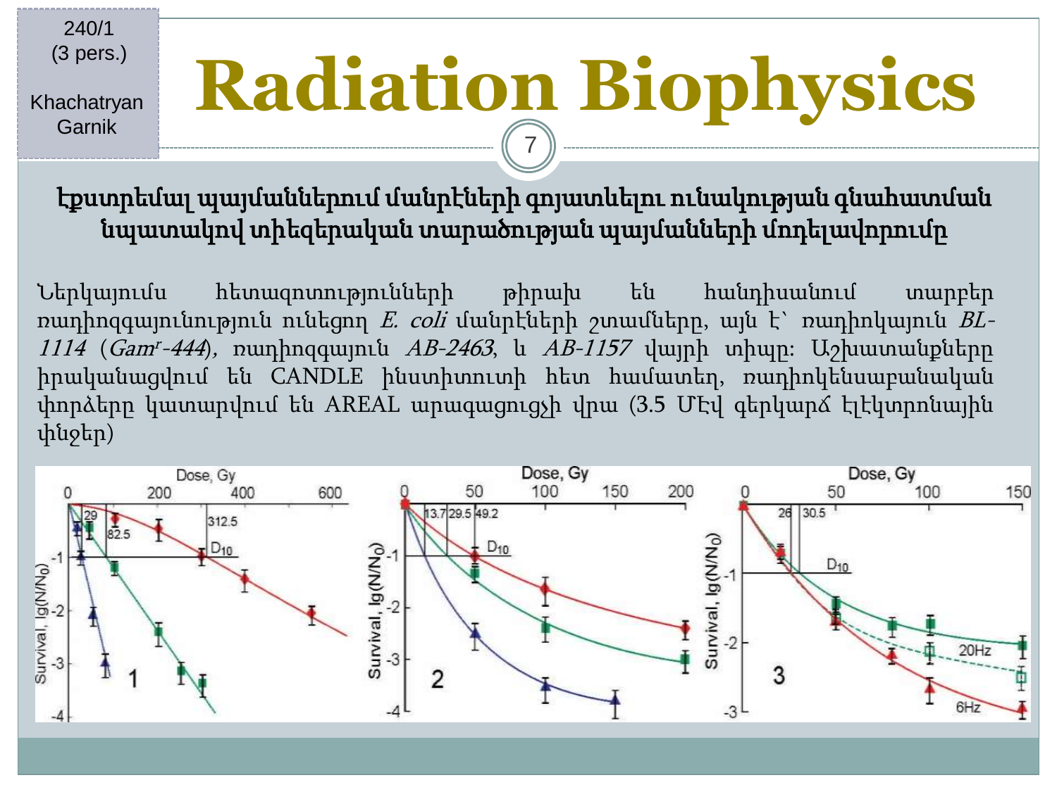# Radiation Biophysics

## Էքստրեմալ պայմաններում մանրէների գոյատևելու ունակության գնահատման նպատակով տիեզերական տարածության պայմանների մոդելավորումը

Ներկայումս հետազոտությունների թիրախ են հանդիսանում տարբեր ռադիոզգայունություն ունեցող *E. coli* մանրէների շտամները, այն է՝ ռադիոկայուն *BL-1114* (*Gam$^{r}$-444*), ռադիոզգայուն *AB-2463*, և *AB-1157* վայրի տիպը: Աշխատանքները իրականացվում են CANDLE ինստիտուտի հետ համատեղ, ռադիոկենսաբանական փորձերը կատարվում են AREAL արագացուցչի վրա (3.5 ՄէՎ գերկարճ էլէկտրոնային փնջեր)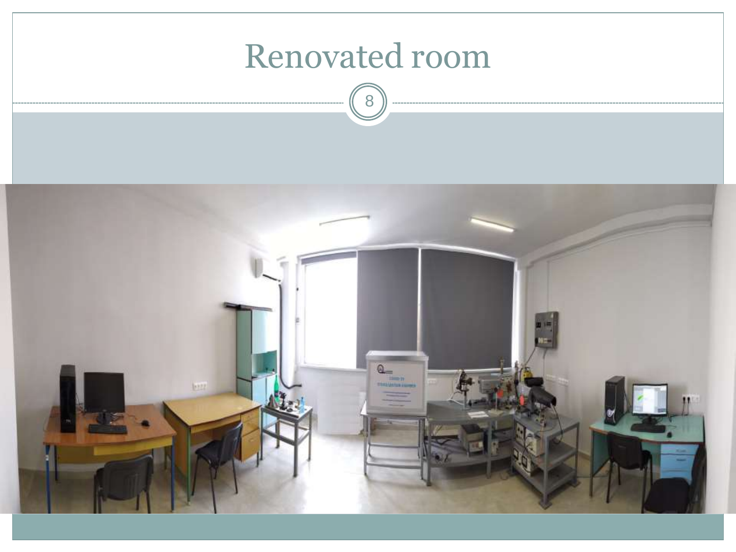# Renovated room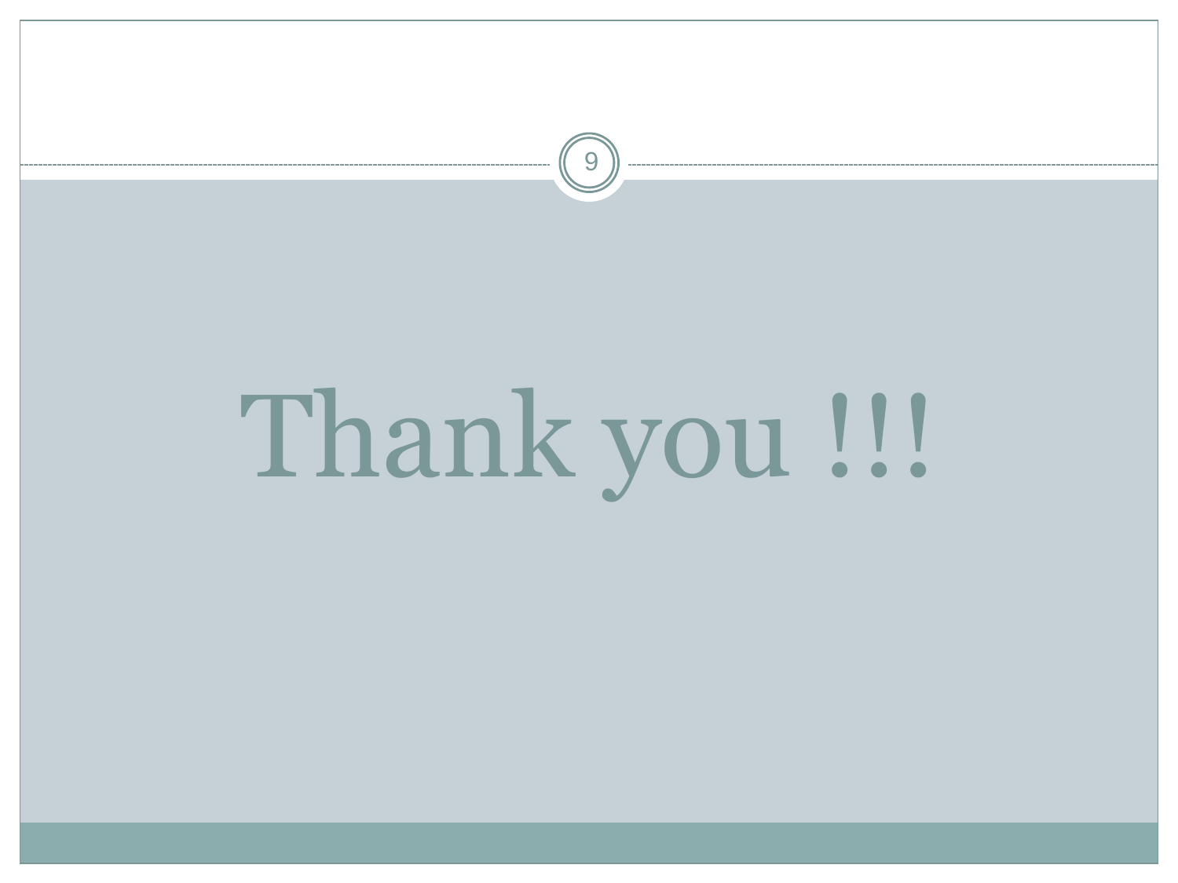# Thank you !!!